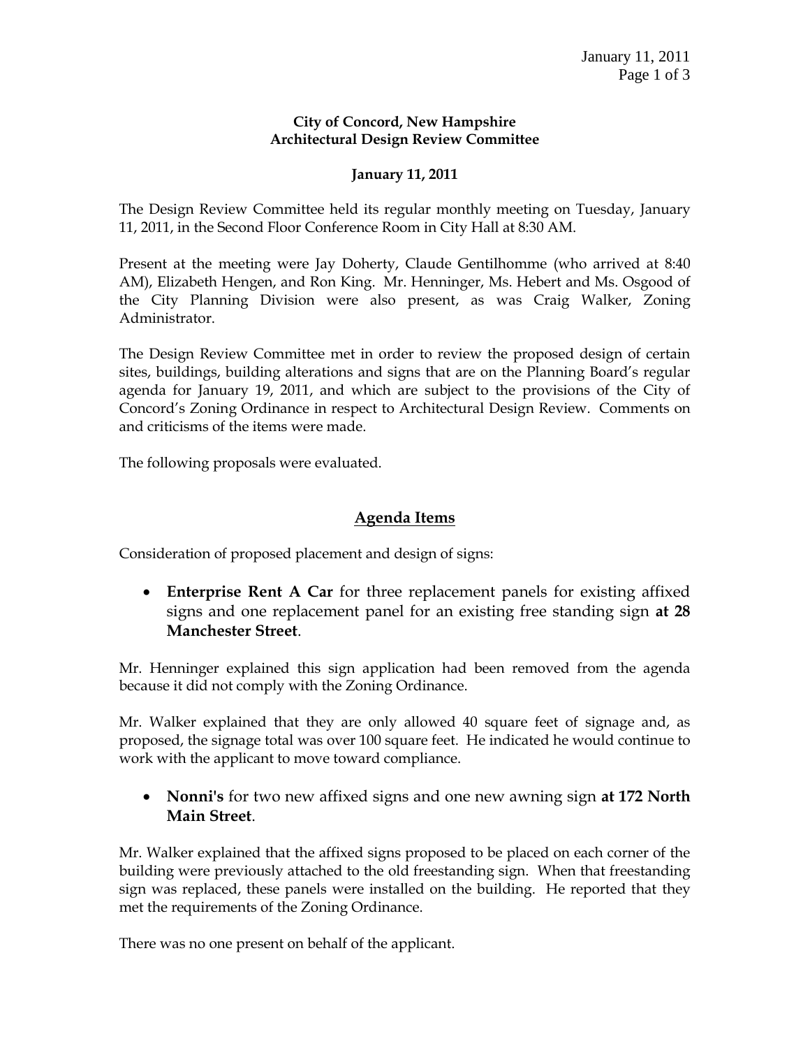**City of Concord, New Hampshire**
**Architectural Design Review Committee**

**January 11, 2011**

The Design Review Committee held its regular monthly meeting on Tuesday, January 11, 2011, in the Second Floor Conference Room in City Hall at 8:30 AM.

Present at the meeting were Jay Doherty, Claude Gentilhomme (who arrived at 8:40 AM), Elizabeth Hengen, and Ron King. Mr. Henninger, Ms. Hebert and Ms. Osgood of the City Planning Division were also present, as was Craig Walker, Zoning Administrator.

The Design Review Committee met in order to review the proposed design of certain sites, buildings, building alterations and signs that are on the Planning Board's regular agenda for January 19, 2011, and which are subject to the provisions of the City of Concord's Zoning Ordinance in respect to Architectural Design Review. Comments on and criticisms of the items were made.

The following proposals were evaluated.

## Agenda Items

Consideration of proposed placement and design of signs:

- **Enterprise Rent A Car** for three replacement panels for existing affixed signs and one replacement panel for an existing free standing sign **at 28 Manchester Street**.

Mr. Henninger explained this sign application had been removed from the agenda because it did not comply with the Zoning Ordinance.

Mr. Walker explained that they are only allowed 40 square feet of signage and, as proposed, the signage total was over 100 square feet. He indicated he would continue to work with the applicant to move toward compliance.

- **Nonni's** for two new affixed signs and one new awning sign **at 172 North Main Street**.

Mr. Walker explained that the affixed signs proposed to be placed on each corner of the building were previously attached to the old freestanding sign. When that freestanding sign was replaced, these panels were installed on the building. He reported that they met the requirements of the Zoning Ordinance.

There was no one present on behalf of the applicant.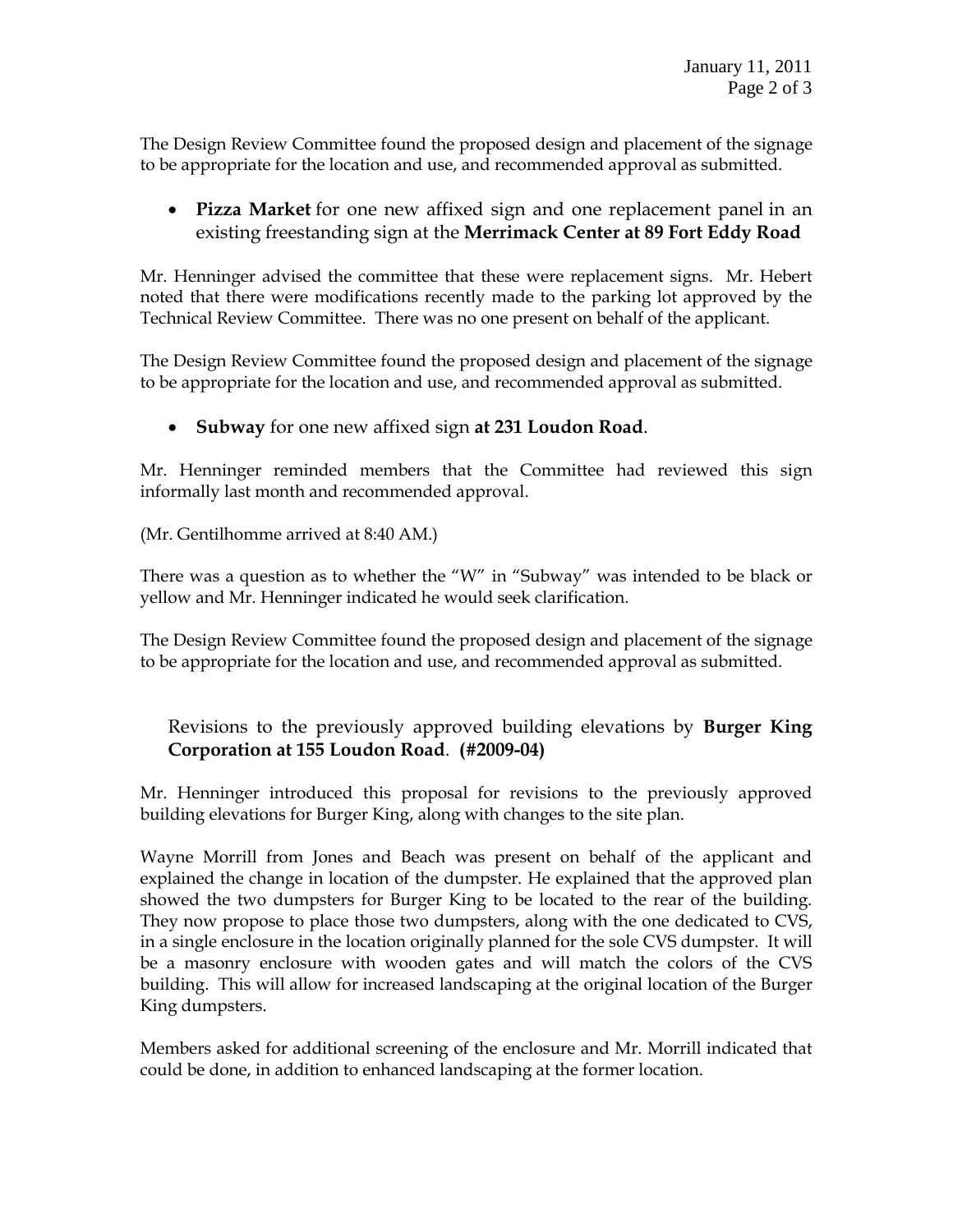The Design Review Committee found the proposed design and placement of the signage to be appropriate for the location and use, and recommended approval as submitted.

- **Pizza Market** for one new affixed sign and one replacement panel in an existing freestanding sign at the **Merrimack Center at 89 Fort Eddy Road**

Mr. Henninger advised the committee that these were replacement signs. Mr. Hebert noted that there were modifications recently made to the parking lot approved by the Technical Review Committee. There was no one present on behalf of the applicant.

The Design Review Committee found the proposed design and placement of the signage to be appropriate for the location and use, and recommended approval as submitted.

- **Subway** for one new affixed sign **at 231 Loudon Road**.

Mr. Henninger reminded members that the Committee had reviewed this sign informally last month and recommended approval.

(Mr. Gentilhomme arrived at 8:40 AM.)

There was a question as to whether the "W" in "Subway" was intended to be black or yellow and Mr. Henninger indicated he would seek clarification.

The Design Review Committee found the proposed design and placement of the signage to be appropriate for the location and use, and recommended approval as submitted.

Revisions to the previously approved building elevations by **Burger King Corporation at 155 Loudon Road**. **(#2009-04)**

Mr. Henninger introduced this proposal for revisions to the previously approved building elevations for Burger King, along with changes to the site plan.

Wayne Morrill from Jones and Beach was present on behalf of the applicant and explained the change in location of the dumpster. He explained that the approved plan showed the two dumpsters for Burger King to be located to the rear of the building. They now propose to place those two dumpsters, along with the one dedicated to CVS, in a single enclosure in the location originally planned for the sole CVS dumpster. It will be a masonry enclosure with wooden gates and will match the colors of the CVS building. This will allow for increased landscaping at the original location of the Burger King dumpsters.

Members asked for additional screening of the enclosure and Mr. Morrill indicated that could be done, in addition to enhanced landscaping at the former location.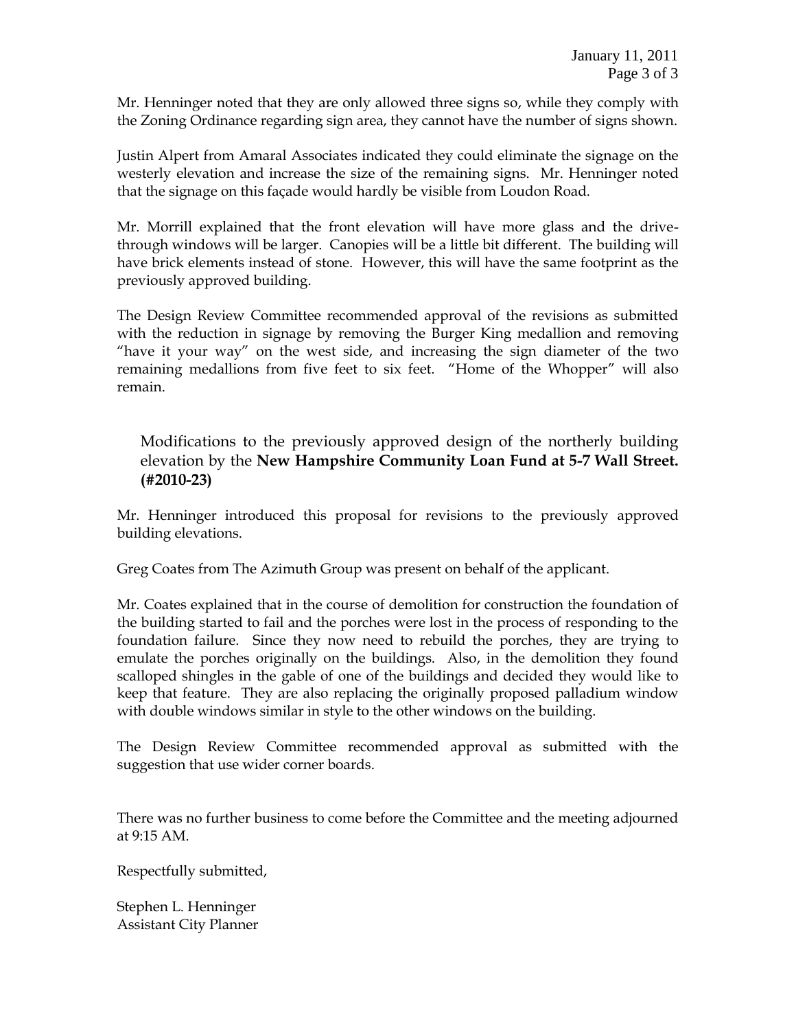Mr. Henninger noted that they are only allowed three signs so, while they comply with the Zoning Ordinance regarding sign area, they cannot have the number of signs shown.

Justin Alpert from Amaral Associates indicated they could eliminate the signage on the westerly elevation and increase the size of the remaining signs. Mr. Henninger noted that the signage on this façade would hardly be visible from Loudon Road.

Mr. Morrill explained that the front elevation will have more glass and the drive-through windows will be larger. Canopies will be a little bit different. The building will have brick elements instead of stone. However, this will have the same footprint as the previously approved building.

The Design Review Committee recommended approval of the revisions as submitted with the reduction in signage by removing the Burger King medallion and removing "have it your way" on the west side, and increasing the sign diameter of the two remaining medallions from five feet to six feet. "Home of the Whopper" will also remain.

Modifications to the previously approved design of the northerly building elevation by the **New Hampshire Community Loan Fund at 5-7 Wall Street. (#2010-23)**

Mr. Henninger introduced this proposal for revisions to the previously approved building elevations.

Greg Coates from The Azimuth Group was present on behalf of the applicant.

Mr. Coates explained that in the course of demolition for construction the foundation of the building started to fail and the porches were lost in the process of responding to the foundation failure. Since they now need to rebuild the porches, they are trying to emulate the porches originally on the buildings. Also, in the demolition they found scalloped shingles in the gable of one of the buildings and decided they would like to keep that feature. They are also replacing the originally proposed palladium window with double windows similar in style to the other windows on the building.

The Design Review Committee recommended approval as submitted with the suggestion that use wider corner boards.

There was no further business to come before the Committee and the meeting adjourned at 9:15 AM.

Respectfully submitted,

Stephen L. Henninger
Assistant City Planner